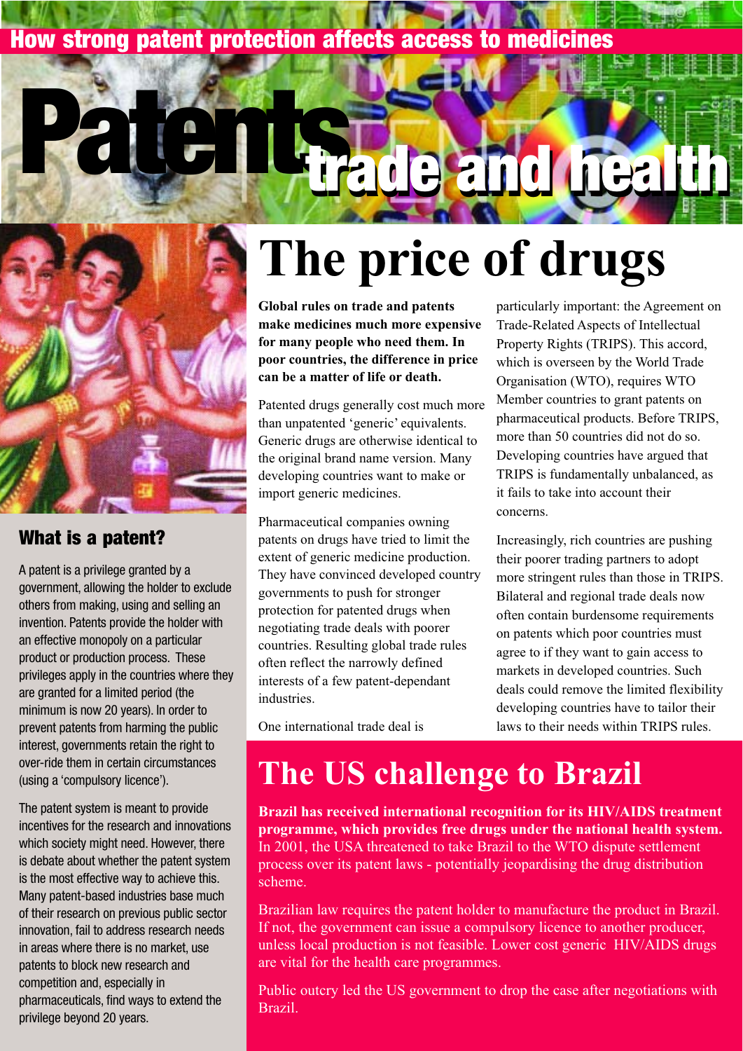How strong patent protection affects access to medicines

# Patents trade and health

## The price of drugs

**Global rules on trade and patents make medicines much more expensive for many people who need them. In poor countries, the difference in price can be a matter of life or death.**

Patented drugs generally cost much more than unpatented 'generic' equivalents. Generic drugs are otherwise identical to the original brand name version. Many developing countries want to make or import generic medicines.

Pharmaceutical companies owning patents on drugs have tried to limit the extent of generic medicine production. They have convinced developed country governments to push for stronger protection for patented drugs when negotiating trade deals with poorer countries. Resulting global trade rules often reflect the narrowly defined interests of a few patent-dependant industries.

One international trade deal is particularly important: the Agreement on Trade-Related Aspects of Intellectual Property Rights (TRIPS). This accord, which is overseen by the World Trade Organisation (WTO), requires WTO Member countries to grant patents on pharmaceutical products. Before TRIPS, more than 50 countries did not do so. Developing countries have argued that TRIPS is fundamentally unbalanced, as it fails to take into account their concerns.

Increasingly, rich countries are pushing their poorer trading partners to adopt more stringent rules than those in TRIPS. Bilateral and regional trade deals now often contain burdensome requirements on patents which poor countries must agree to if they want to gain access to markets in developed countries. Such deals could remove the limited flexibility developing countries have to tailor their laws to their needs within TRIPS rules.

### What is a patent?

A patent is a privilege granted by a government, allowing the holder to exclude others from making, using and selling an invention. Patents provide the holder with an effective monopoly on a particular product or production process. These privileges apply in the countries where they are granted for a limited period (the minimum is now 20 years). In order to prevent patents from harming the public interest, governments retain the right to over-ride them in certain circumstances (using a 'compulsory licence').

The patent system is meant to provide incentives for the research and innovations which society might need. However, there is debate about whether the patent system is the most effective way to achieve this. Many patent-based industries base much of their research on previous public sector innovation, fail to address research needs in areas where there is no market, use patents to block new research and competition and, especially in pharmaceuticals, find ways to extend the privilege beyond 20 years.

## The US challenge to Brazil

**Brazil has received international recognition for its HIV/AIDS treatment programme, which provides free drugs under the national health system.** In 2001, the USA threatened to take Brazil to the WTO dispute settlement process over its patent laws - potentially jeopardising the drug distribution scheme.

Brazilian law requires the patent holder to manufacture the product in Brazil. If not, the government can issue a compulsory licence to another producer, unless local production is not feasible. Lower cost generic HIV/AIDS drugs are vital for the health care programmes.

Public outcry led the US government to drop the case after negotiations with Brazil.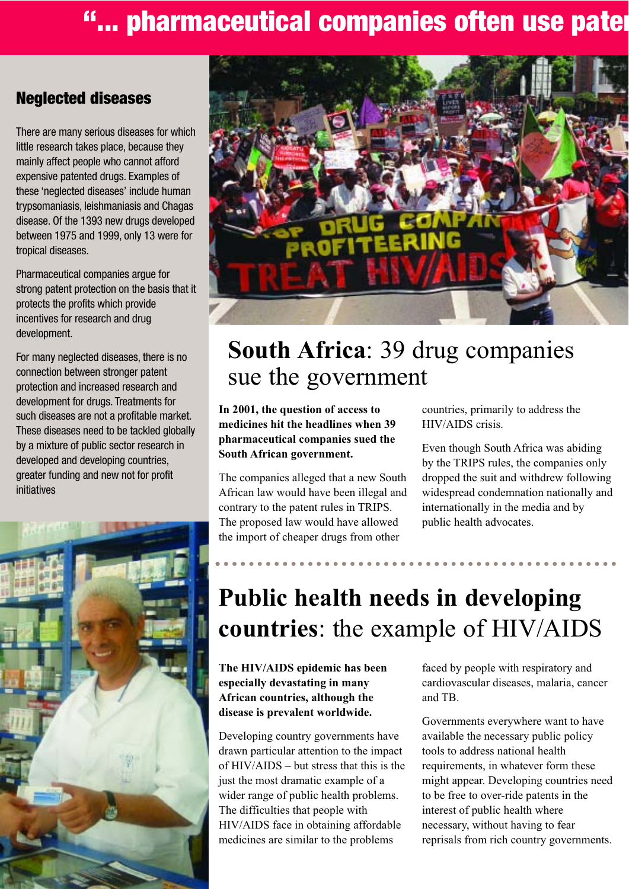# "... pharmaceutical companies often use pate

## Neglected diseases

There are many serious diseases for which little research takes place, because they mainly affect people who cannot afford expensive patented drugs. Examples of these 'neglected diseases' include human trypsomaniasis, leishmaniasis and Chagas disease. Of the 1393 new drugs developed between 1975 and 1999, only 13 were for tropical diseases.

Pharmaceutical companies argue for strong patent protection on the basis that it protects the profits which provide incentives for research and drug development.

For many neglected diseases, there is no connection between stronger patent protection and increased research and development for drugs. Treatments for such diseases are not a profitable market. These diseases need to be tackled globally by a mixture of public sector research in developed and developing countries, greater funding and new not for profit initiatives

## **South Africa**: 39 drug companies sue the government

**In 2001, the question of access to medicines hit the headlines when 39 pharmaceutical companies sued the South African government.**

The companies alleged that a new South African law would have been illegal and contrary to the patent rules in TRIPS. The proposed law would have allowed the import of cheaper drugs from other countries, primarily to address the HIV/AIDS crisis.

Even though South Africa was abiding by the TRIPS rules, the companies only dropped the suit and withdrew following widespread condemnation nationally and internationally in the media and by public health advocates.

## **Public health needs in developing countries**: the example of HIV/AIDS

**The HIV/AIDS epidemic has been especially devastating in many African countries, although the disease is prevalent worldwide.**

Developing country governments have drawn particular attention to the impact of HIV/AIDS – but stress that this is the just the most dramatic example of a wider range of public health problems. The difficulties that people with HIV/AIDS face in obtaining affordable medicines are similar to the problems faced by people with respiratory and cardiovascular diseases, malaria, cancer and TB.

Governments everywhere want to have available the necessary public policy tools to address national health requirements, in whatever form these might appear. Developing countries need to be free to over-ride patents in the interest of public health where necessary, without having to fear reprisals from rich country governments.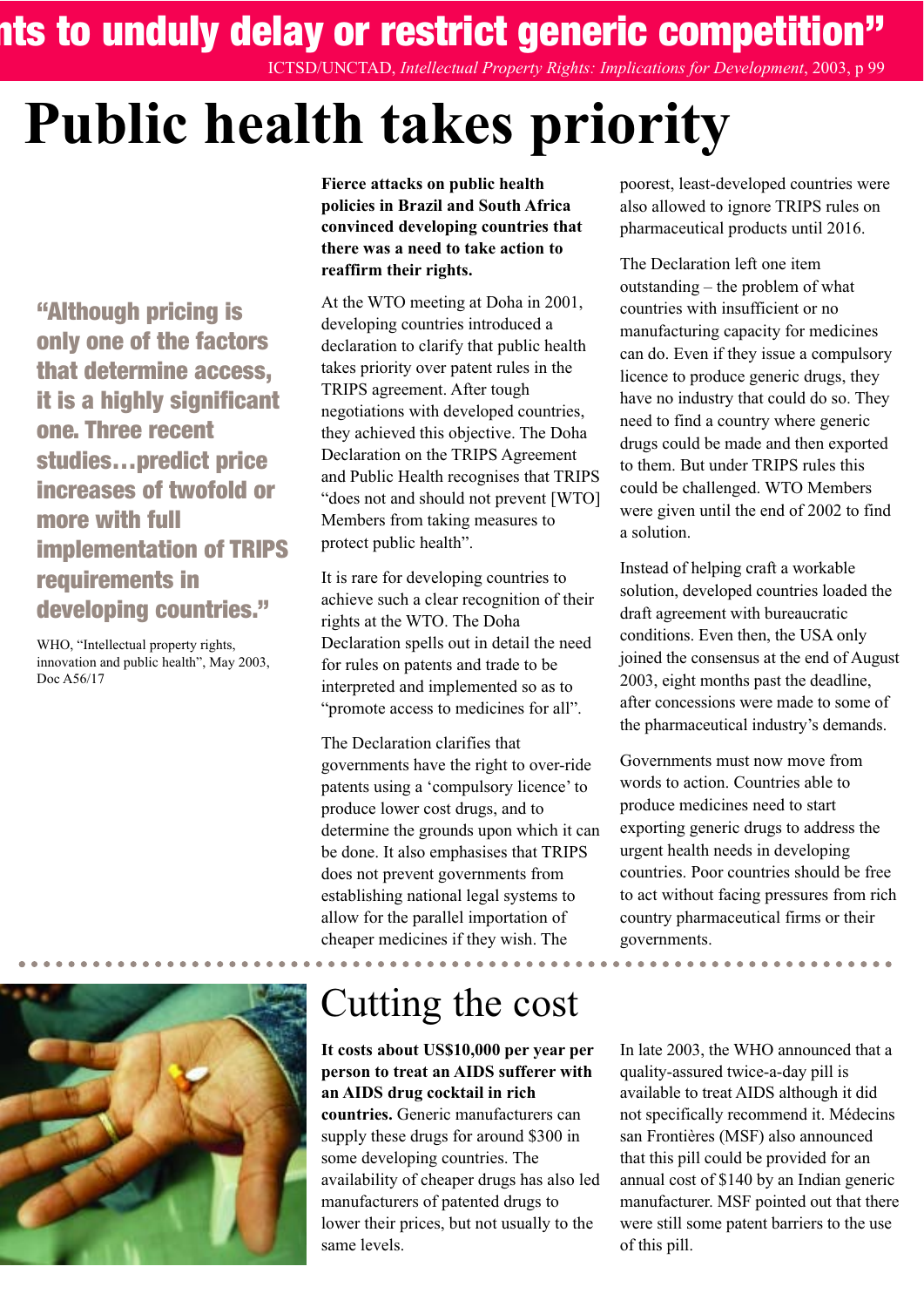nts to unduly delay or restrict generic competition"

ICTSD/UNCTAD, *Intellectual Property Rights: Implications for Development*, 2003, p 99

# Public health takes priority

> **"Although pricing is only one of the factors that determine access, it is a highly significant one. Three recent studies…predict price increases of twofold or more with full implementation of TRIPS requirements in developing countries."**
>
> WHO, "Intellectual property rights, innovation and public health", May 2003, Doc A56/17

**Fierce attacks on public health policies in Brazil and South Africa convinced developing countries that there was a need to take action to reaffirm their rights.**

At the WTO meeting at Doha in 2001, developing countries introduced a declaration to clarify that public health takes priority over patent rules in the TRIPS agreement. After tough negotiations with developed countries, they achieved this objective. The Doha Declaration on the TRIPS Agreement and Public Health recognises that TRIPS "does not and should not prevent [WTO] Members from taking measures to protect public health".

It is rare for developing countries to achieve such a clear recognition of their rights at the WTO. The Doha Declaration spells out in detail the need for rules on patents and trade to be interpreted and implemented so as to "promote access to medicines for all".

The Declaration clarifies that governments have the right to over-ride patents using a 'compulsory licence' to produce lower cost drugs, and to determine the grounds upon which it can be done. It also emphasises that TRIPS does not prevent governments from establishing national legal systems to allow for the parallel importation of cheaper medicines if they wish. The poorest, least-developed countries were also allowed to ignore TRIPS rules on pharmaceutical products until 2016.

The Declaration left one item outstanding – the problem of what countries with insufficient or no manufacturing capacity for medicines can do. Even if they issue a compulsory licence to produce generic drugs, they have no industry that could do so. They need to find a country where generic drugs could be made and then exported to them. But under TRIPS rules this could be challenged. WTO Members were given until the end of 2002 to find a solution.

Instead of helping craft a workable solution, developed countries loaded the draft agreement with bureaucratic conditions. Even then, the USA only joined the consensus at the end of August 2003, eight months past the deadline, after concessions were made to some of the pharmaceutical industry's demands.

Governments must now move from words to action. Countries able to produce medicines need to start exporting generic drugs to address the urgent health needs in developing countries. Poor countries should be free to act without facing pressures from rich country pharmaceutical firms or their governments.

## Cutting the cost

**It costs about US$10,000 per year per person to treat an AIDS sufferer with an AIDS drug cocktail in rich countries.** Generic manufacturers can supply these drugs for around $300 in some developing countries. The availability of cheaper drugs has also led manufacturers of patented drugs to lower their prices, but not usually to the same levels.

In late 2003, the WHO announced that a quality-assured twice-a-day pill is available to treat AIDS although it did not specifically recommend it. Médecins san Frontières (MSF) also announced that this pill could be provided for an annual cost of $140 by an Indian generic manufacturer. MSF pointed out that there were still some patent barriers to the use of this pill.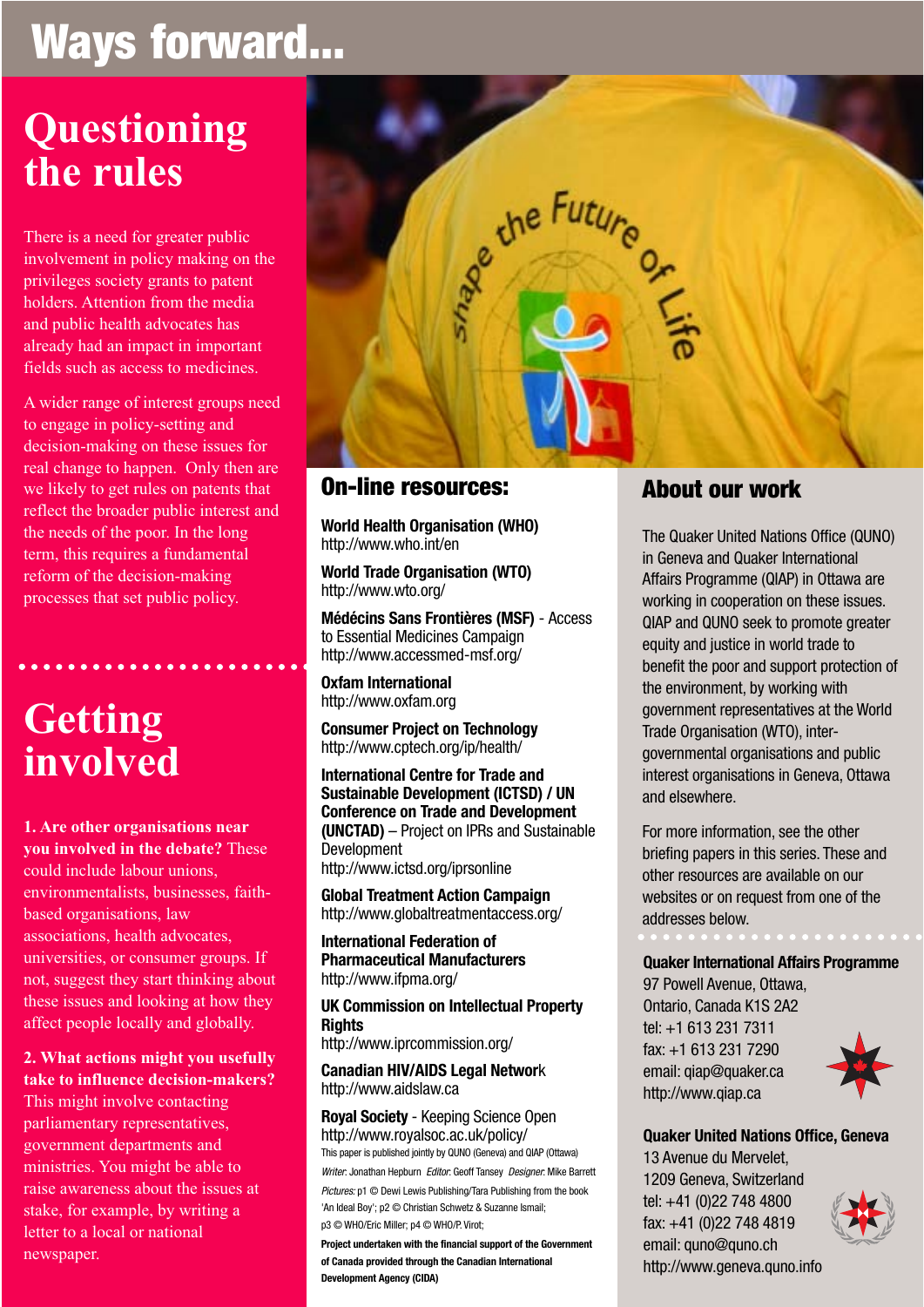# Ways forward...

## Questioning the rules

There is a need for greater public involvement in policy making on the privileges society grants to patent holders. Attention from the media and public health advocates has already had an impact in important fields such as access to medicines.

A wider range of interest groups need to engage in policy-setting and decision-making on these issues for real change to happen. Only then are we likely to get rules on patents that reflect the broader public interest and the needs of the poor. In the long term, this requires a fundamental reform of the decision-making processes that set public policy.

## Getting involved

**1. Are other organisations near you involved in the debate?** These could include labour unions, environmentalists, businesses, faith-based organisations, law associations, health advocates, universities, or consumer groups. If not, suggest they start thinking about these issues and looking at how they affect people locally and globally.

**2. What actions might you usefully take to influence decision-makers?** This might involve contacting parliamentary representatives, government departments and ministries. You might be able to raise awareness about the issues at stake, for example, by writing a letter to a local or national newspaper.

## On-line resources:

**World Health Organisation (WHO)**
http://www.who.int/en

**World Trade Organisation (WTO)**
http://www.wto.org/

**Médecins Sans Frontières (MSF)** - Access to Essential Medicines Campaign
http://www.accessmed-msf.org/

**Oxfam International**
http://www.oxfam.org

**Consumer Project on Technology**
http://www.cptech.org/ip/health/

**International Centre for Trade and Sustainable Development (ICTSD) / UN Conference on Trade and Development (UNCTAD)** – Project on IPRs and Sustainable Development
http://www.ictsd.org/iprsonline

**Global Treatment Action Campaign**
http://www.globaltreatmentaccess.org/

**International Federation of Pharmaceutical Manufacturers**
http://www.ifpma.org/

**UK Commission on Intellectual Property Rights**
http://www.iprcommission.org/

**Canadian HIV/AIDS Legal Network**
http://www.aidslaw.ca

**Royal Society** - Keeping Science Open
http://www.royalsoc.ac.uk/policy/

This paper is published jointly by QUNO (Geneva) and QIAP (Ottawa)

*Writer*: Jonathan Hepburn *Editor*: Geoff Tansey *Designer*: Mike Barrett

*Pictures*: p1 © Dewi Lewis Publishing/Tara Publishing from the book 'An Ideal Boy'; p2 © Christian Schwetz & Suzanne Ismail; p3 © WHO/Eric Miller; p4 © WHO/P. Virot;

**Project undertaken with the financial support of the Government of Canada provided through the Canadian International Development Agency (CIDA)**

## About our work

The Quaker United Nations Office (QUNO) in Geneva and Quaker International Affairs Programme (QIAP) in Ottawa are working in cooperation on these issues. QIAP and QUNO seek to promote greater equity and justice in world trade to benefit the poor and support protection of the environment, by working with government representatives at the World Trade Organisation (WTO), inter-governmental organisations and public interest organisations in Geneva, Ottawa and elsewhere.

For more information, see the other briefing papers in this series. These and other resources are available on our websites or on request from one of the addresses below.

**Quaker International Affairs Programme**
97 Powell Avenue, Ottawa,
Ontario, Canada K1S 2A2
tel: +1 613 231 7311
fax: +1 613 231 7290
email: qiap@quaker.ca
http://www.qiap.ca

**Quaker United Nations Office, Geneva**
13 Avenue du Mervelet,
1209 Geneva, Switzerland
tel: +41 (0)22 748 4800
fax: +41 (0)22 748 4819
email: quno@quno.ch
http://www.geneva.quno.info